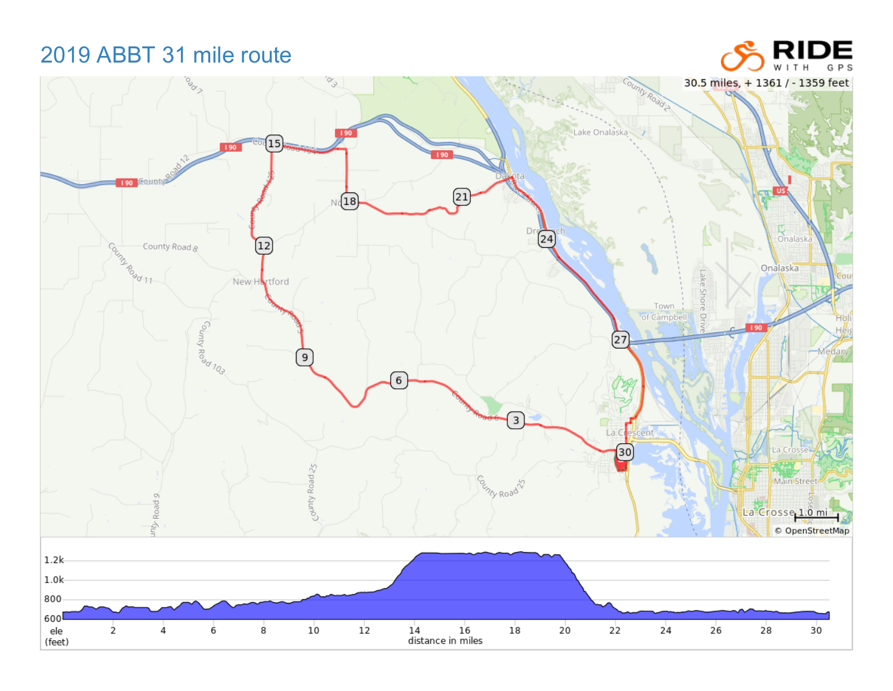# 2019 ABBT 31 mile route

30.5 miles, + 1361 / - 1359 feet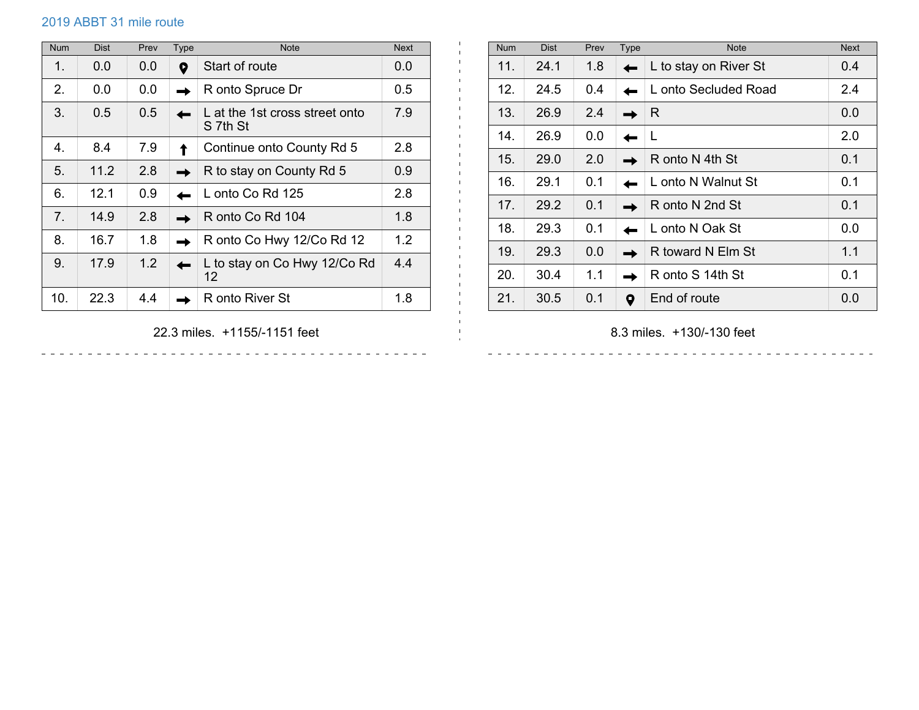2019 ABBT 31 mile route

| Num | Dist | Prev | Type | Note | Next |
| --- | --- | --- | --- | --- | --- |
| 1. | 0.0 | 0.0 | 📍 | Start of route | 0.0 |
| 2. | 0.0 | 0.0 | → | R onto Spruce Dr | 0.5 |
| 3. | 0.5 | 0.5 | ← | L at the 1st cross street onto S 7th St | 7.9 |
| 4. | 8.4 | 7.9 | ↑ | Continue onto County Rd 5 | 2.8 |
| 5. | 11.2 | 2.8 | → | R to stay on County Rd 5 | 0.9 |
| 6. | 12.1 | 0.9 | ← | L onto Co Rd 125 | 2.8 |
| 7. | 14.9 | 2.8 | → | R onto Co Rd 104 | 1.8 |
| 8. | 16.7 | 1.8 | → | R onto Co Hwy 12/Co Rd 12 | 1.2 |
| 9. | 17.9 | 1.2 | ← | L to stay on Co Hwy 12/Co Rd 12 | 4.4 |
| 10. | 22.3 | 4.4 | → | R onto River St | 1.8 |

22.3 miles. +1155/-1151 feet

| Num | Dist | Prev | Type | Note | Next |
| --- | --- | --- | --- | --- | --- |
| 11. | 24.1 | 1.8 | ← | L to stay on River St | 0.4 |
| 12. | 24.5 | 0.4 | ← | L onto Secluded Road | 2.4 |
| 13. | 26.9 | 2.4 | → | R | 0.0 |
| 14. | 26.9 | 0.0 | ← | L | 2.0 |
| 15. | 29.0 | 2.0 | → | R onto N 4th St | 0.1 |
| 16. | 29.1 | 0.1 | ← | L onto N Walnut St | 0.1 |
| 17. | 29.2 | 0.1 | → | R onto N 2nd St | 0.1 |
| 18. | 29.3 | 0.1 | ← | L onto N Oak St | 0.0 |
| 19. | 29.3 | 0.0 | → | R toward N Elm St | 1.1 |
| 20. | 30.4 | 1.1 | → | R onto S 14th St | 0.1 |
| 21. | 30.5 | 0.1 | 📍 | End of route | 0.0 |

8.3 miles. +130/-130 feet